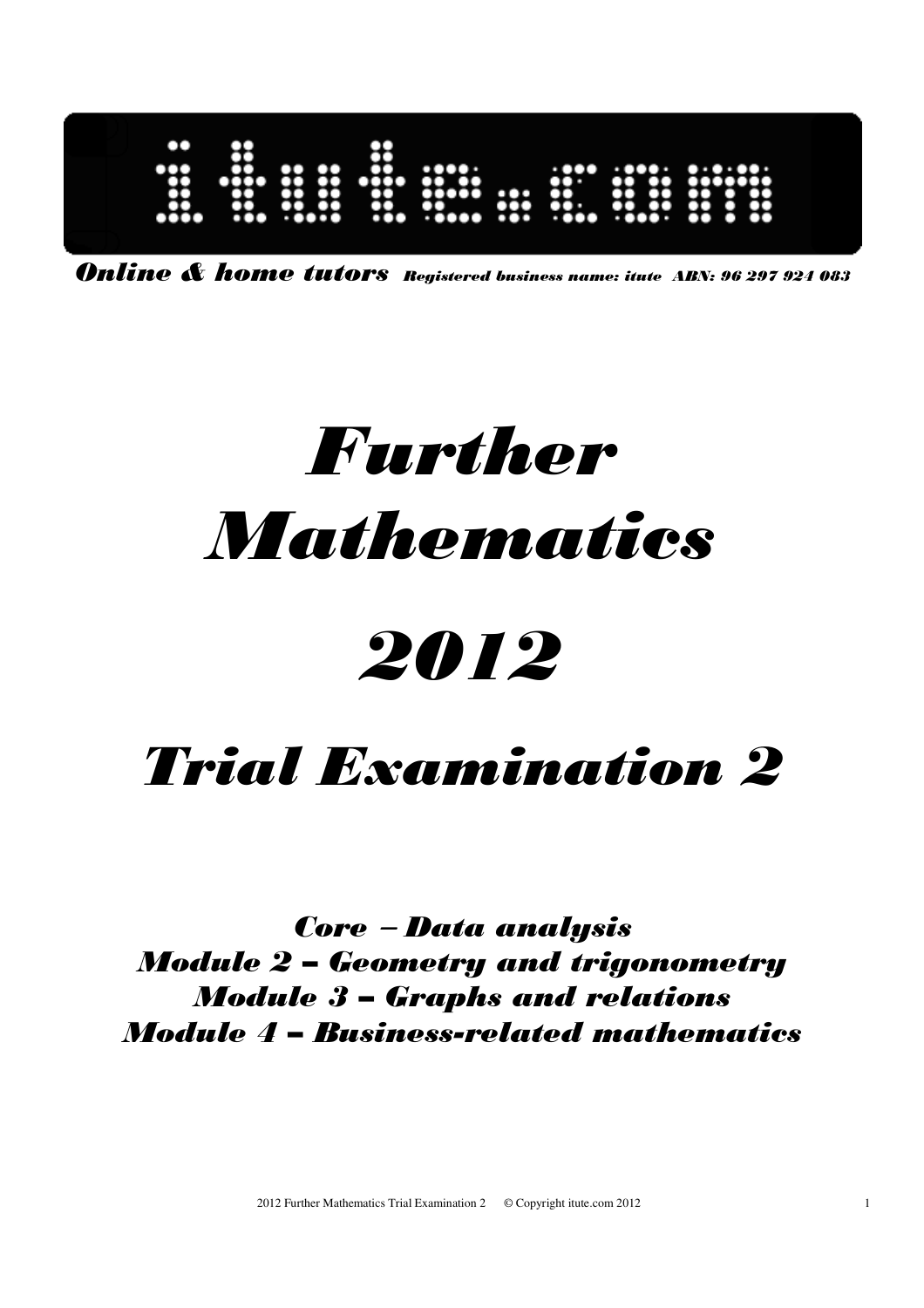# itute.com

***Online & home tutors*** *Registered business name: itute ABN: 96 297 924 083*

# *Further Mathematics*

# *2012*

# *Trial Examination 2*

***Core – Data analysis***
***Module 2 – Geometry and trigonometry***
***Module 3 – Graphs and relations***
***Module 4 – Business-related mathematics***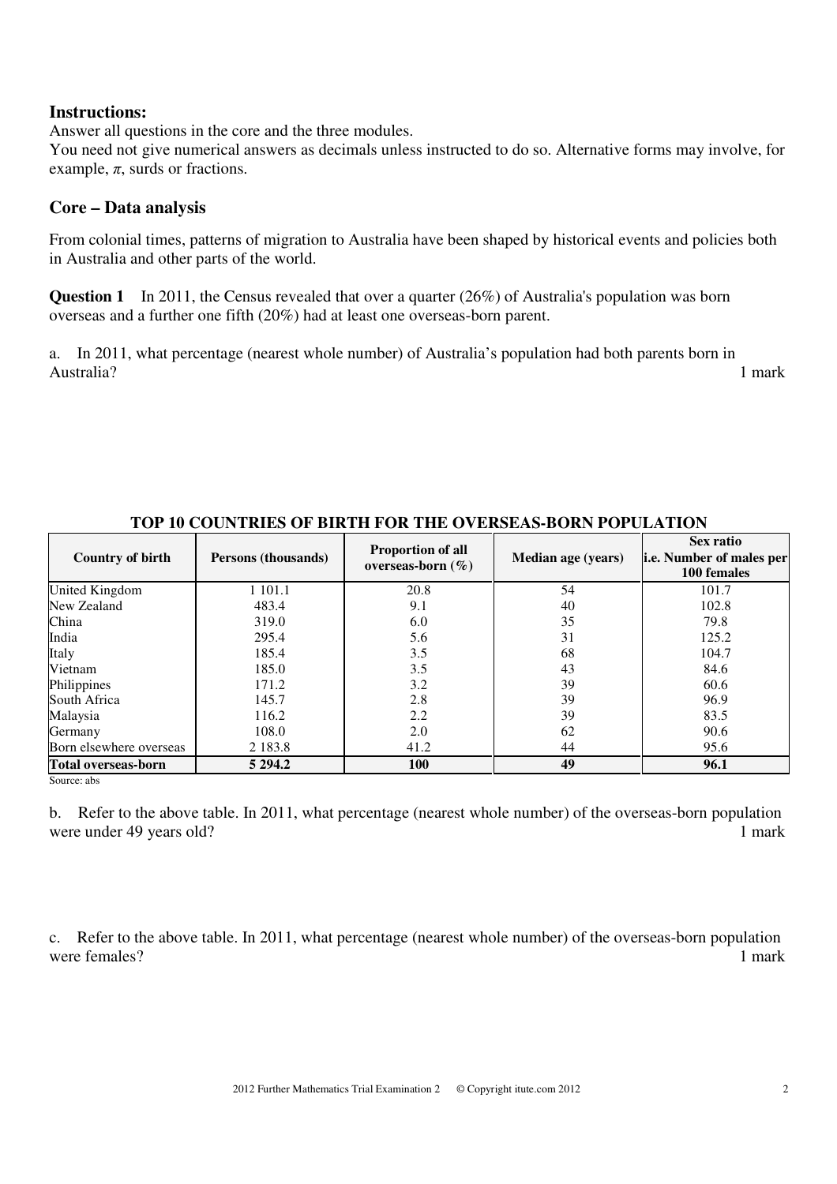## Instructions:

Answer all questions in the core and the three modules.
You need not give numerical answers as decimals unless instructed to do so. Alternative forms may involve, for example, $\pi$, surds or fractions.

## Core – Data analysis

From colonial times, patterns of migration to Australia have been shaped by historical events and policies both in Australia and other parts of the world.

**Question 1** In 2011, the Census revealed that over a quarter (26%) of Australia's population was born overseas and a further one fifth (20%) had at least one overseas-born parent.

a. In 2011, what percentage (nearest whole number) of Australia's population had both parents born in Australia? 1 mark

**TOP 10 COUNTRIES OF BIRTH FOR THE OVERSEAS-BORN POPULATION**

| Country of birth | Persons (thousands) | Proportion of all overseas-born (%) | Median age (years) | Sex ratio i.e. Number of males per 100 females |
|---|---|---|---|---|
| United Kingdom | 1 101.1 | 20.8 | 54 | 101.7 |
| New Zealand | 483.4 | 9.1 | 40 | 102.8 |
| China | 319.0 | 6.0 | 35 | 79.8 |
| India | 295.4 | 5.6 | 31 | 125.2 |
| Italy | 185.4 | 3.5 | 68 | 104.7 |
| Vietnam | 185.0 | 3.5 | 43 | 84.6 |
| Philippines | 171.2 | 3.2 | 39 | 60.6 |
| South Africa | 145.7 | 2.8 | 39 | 96.9 |
| Malaysia | 116.2 | 2.2 | 39 | 83.5 |
| Germany | 108.0 | 2.0 | 62 | 90.6 |
| Born elsewhere overseas | 2 183.8 | 41.2 | 44 | 95.6 |
| **Total overseas-born** | **5 294.2** | **100** | **49** | **96.1** |

Source: abs

b. Refer to the above table. In 2011, what percentage (nearest whole number) of the overseas-born population were under 49 years old? 1 mark

c. Refer to the above table. In 2011, what percentage (nearest whole number) of the overseas-born population were females? 1 mark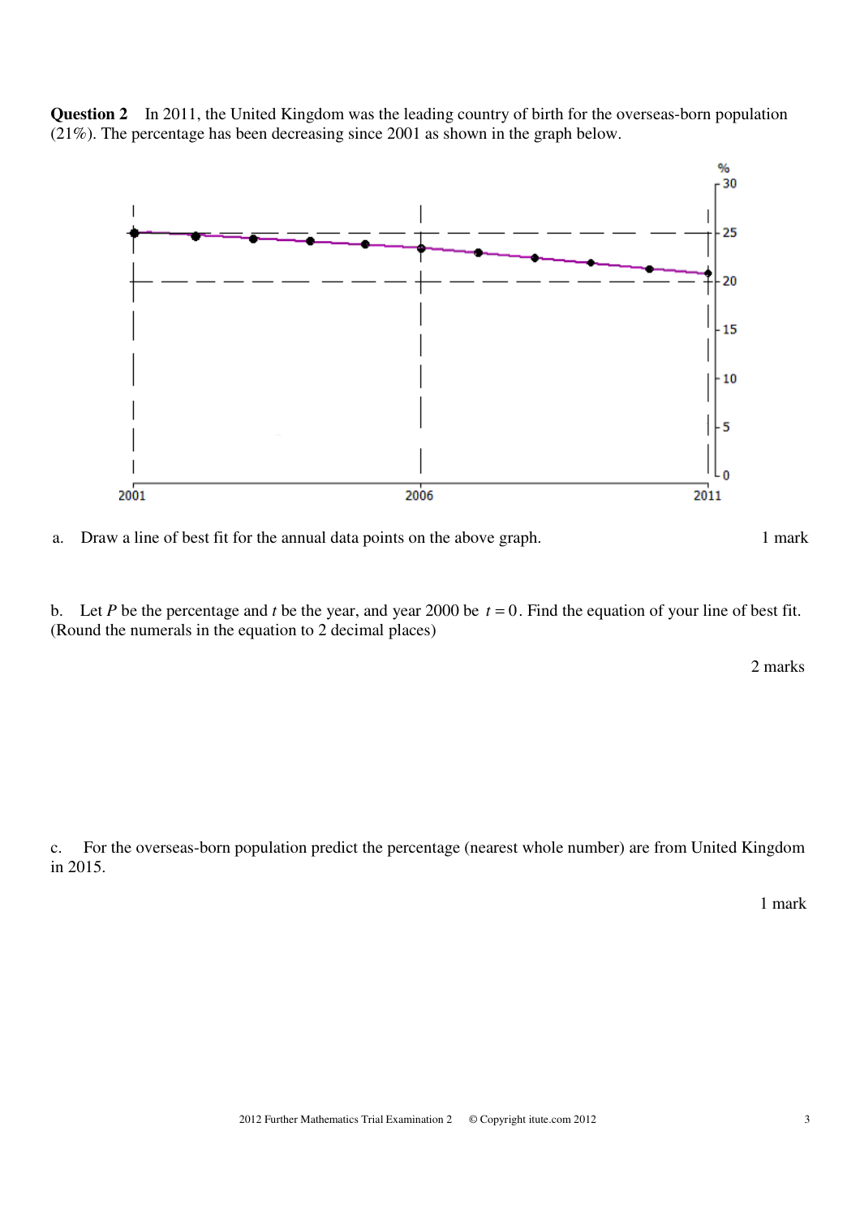**Question 2** In 2011, the United Kingdom was the leading country of birth for the overseas-born population (21%). The percentage has been decreasing since 2001 as shown in the graph below.

a. Draw a line of best fit for the annual data points on the above graph.

1 mark

b. Let $P$ be the percentage and $t$ be the year, and year 2000 be $t = 0$. Find the equation of your line of best fit. (Round the numerals in the equation to 2 decimal places)

2 marks

c. For the overseas-born population predict the percentage (nearest whole number) are from United Kingdom in 2015.

1 mark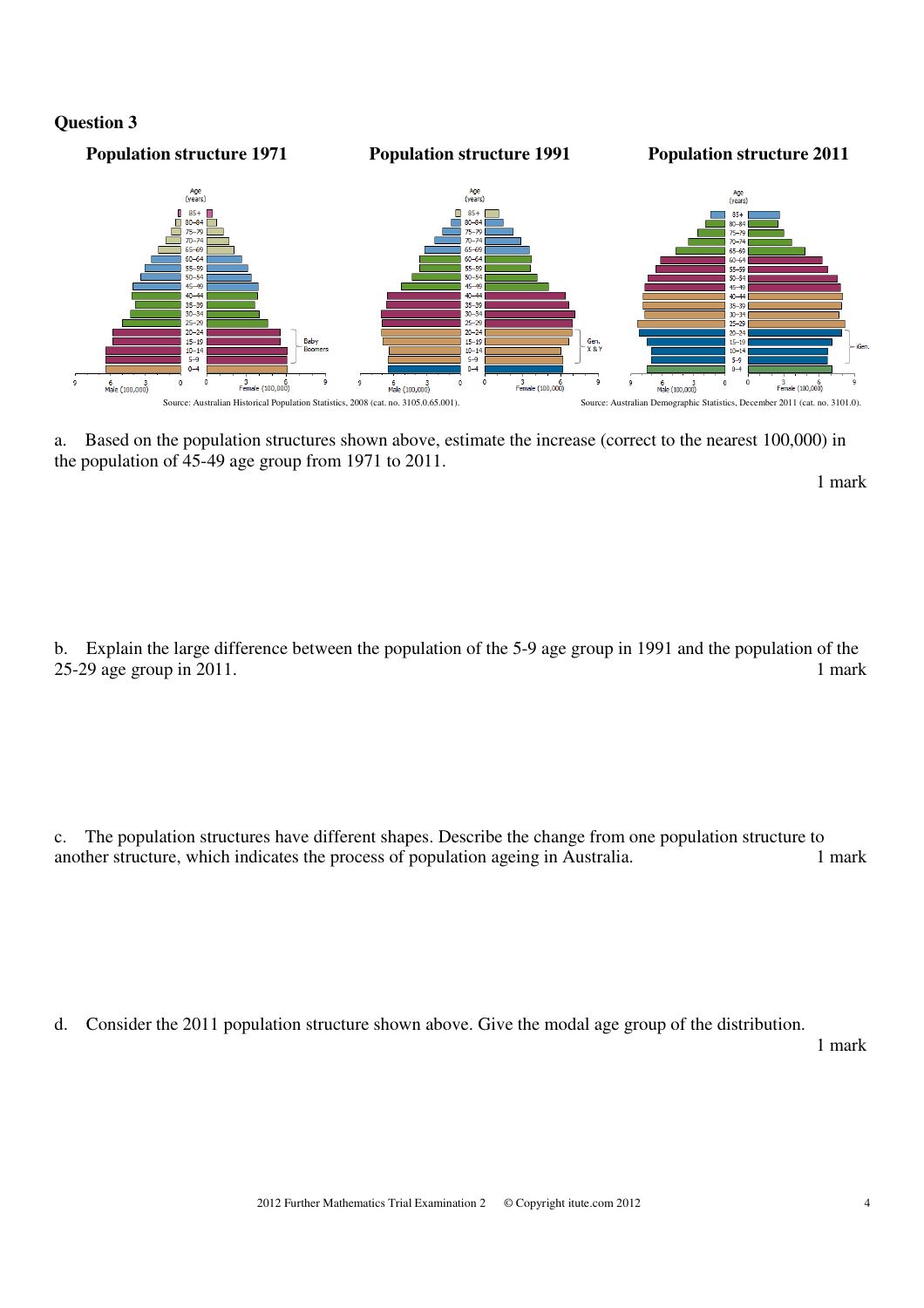## Question 3

**Population structure 1971** **Population structure 1991** **Population structure 2011**

Source: Australian Historical Population Statistics, 2008 (cat. no. 3105.0.65.001).

Source: Australian Demographic Statistics, December 2011 (cat. no. 3101.0).

a. Based on the population structures shown above, estimate the increase (correct to the nearest 100,000) in the population of 45-49 age group from 1971 to 2011.

1 mark

b. Explain the large difference between the population of the 5-9 age group in 1991 and the population of the 25-29 age group in 2011.

1 mark

c. The population structures have different shapes. Describe the change from one population structure to another structure, which indicates the process of population ageing in Australia.

1 mark

d. Consider the 2011 population structure shown above. Give the modal age group of the distribution.

1 mark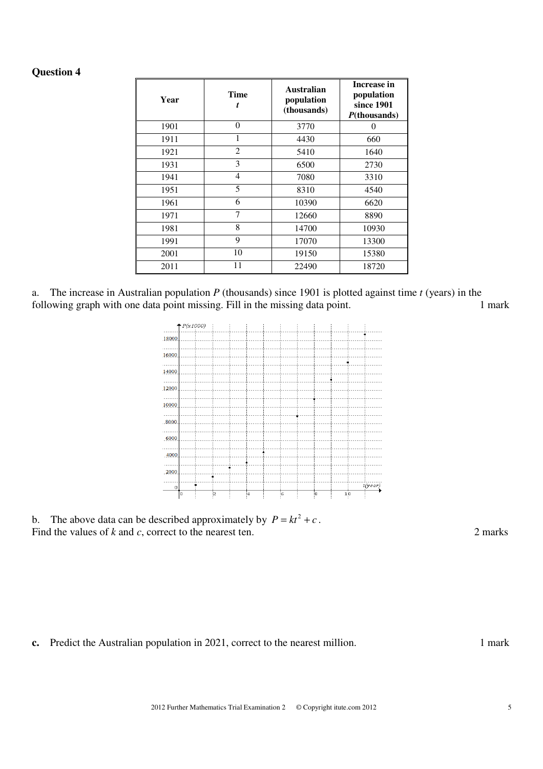## Question 4

| Year | Time $t$ | Australian population (thousands) | Increase in population since 1901 $P$(thousands) |
|---|---|---|---|
| 1901 | 0 | 3770 | 0 |
| 1911 | 1 | 4430 | 660 |
| 1921 | 2 | 5410 | 1640 |
| 1931 | 3 | 6500 | 2730 |
| 1941 | 4 | 7080 | 3310 |
| 1951 | 5 | 8310 | 4540 |
| 1961 | 6 | 10390 | 6620 |
| 1971 | 7 | 12660 | 8890 |
| 1981 | 8 | 14700 | 10930 |
| 1991 | 9 | 17070 | 13300 |
| 2001 | 10 | 19150 | 15380 |
| 2011 | 11 | 22490 | 18720 |

a. The increase in Australian population $P$ (thousands) since 1901 is plotted against time $t$ (years) in the following graph with one data point missing. Fill in the missing data point. 1 mark

b. The above data can be described approximately by $P = kt^2 + c$.
Find the values of $k$ and $c$, correct to the nearest ten. 2 marks

**c.** Predict the Australian population in 2021, correct to the nearest million. 1 mark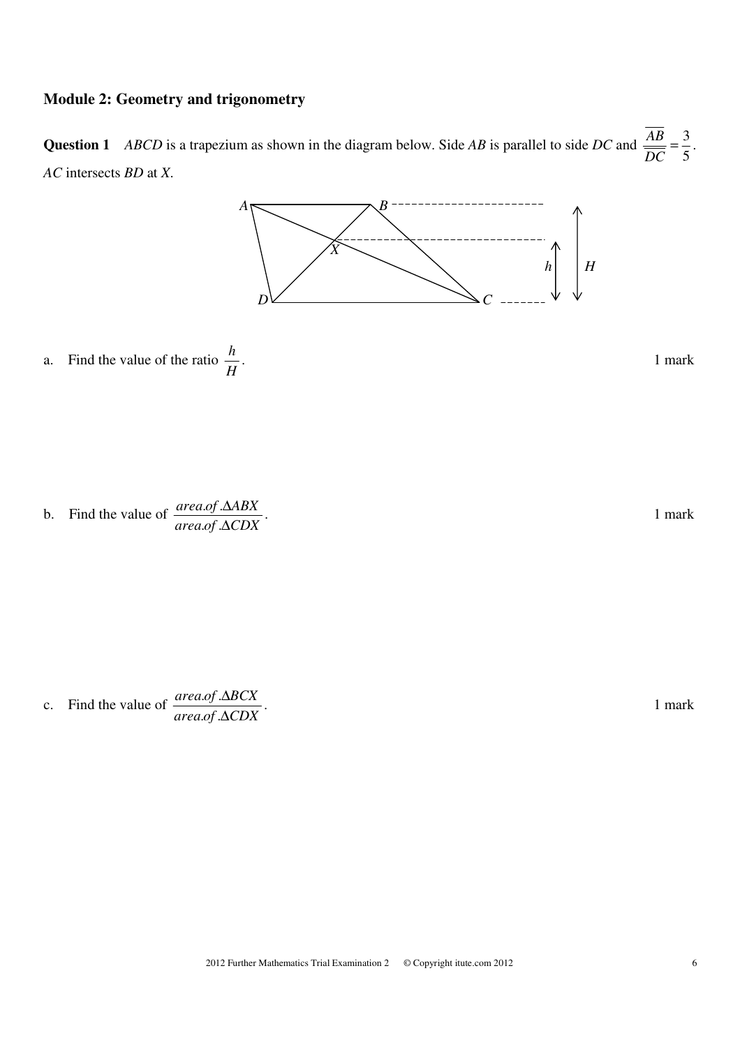## Module 2: Geometry and trigonometry

**Question 1** *ABCD* is a trapezium as shown in the diagram below. Side *AB* is parallel to side *DC* and $\frac{\overline{AB}}{\overline{DC}} = \frac{3}{5}$. *AC* intersects *BD* at *X*.

a. Find the value of the ratio $\frac{h}{H}$. 1 mark

b. Find the value of $\frac{area.of.\Delta ABX}{area.of.\Delta CDX}$. 1 mark

c. Find the value of $\frac{area.of.\Delta BCX}{area.of.\Delta CDX}$. 1 mark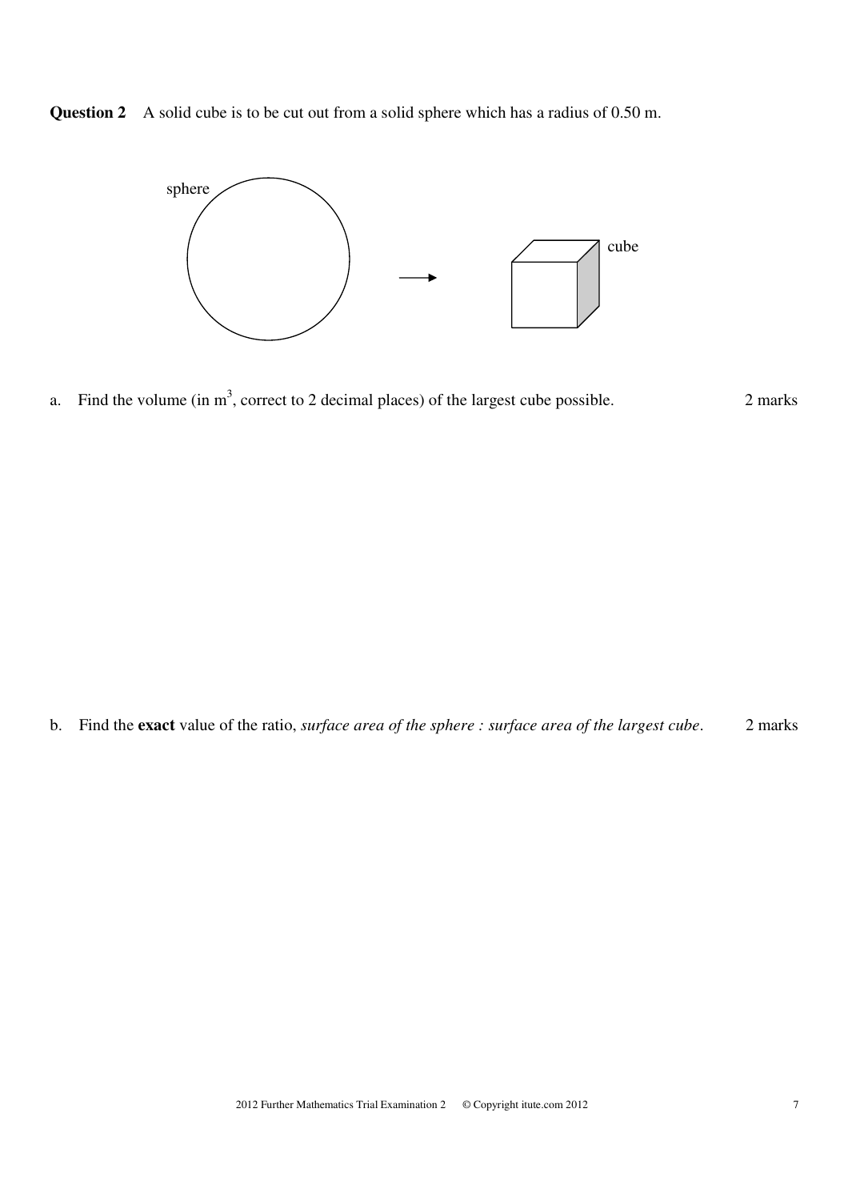**Question 2** A solid cube is to be cut out from a solid sphere which has a radius of 0.50 m.

a. Find the volume (in m$^3$, correct to 2 decimal places) of the largest cube possible. 2 marks

b. Find the **exact** value of the ratio, *surface area of the sphere : surface area of the largest cube*. 2 marks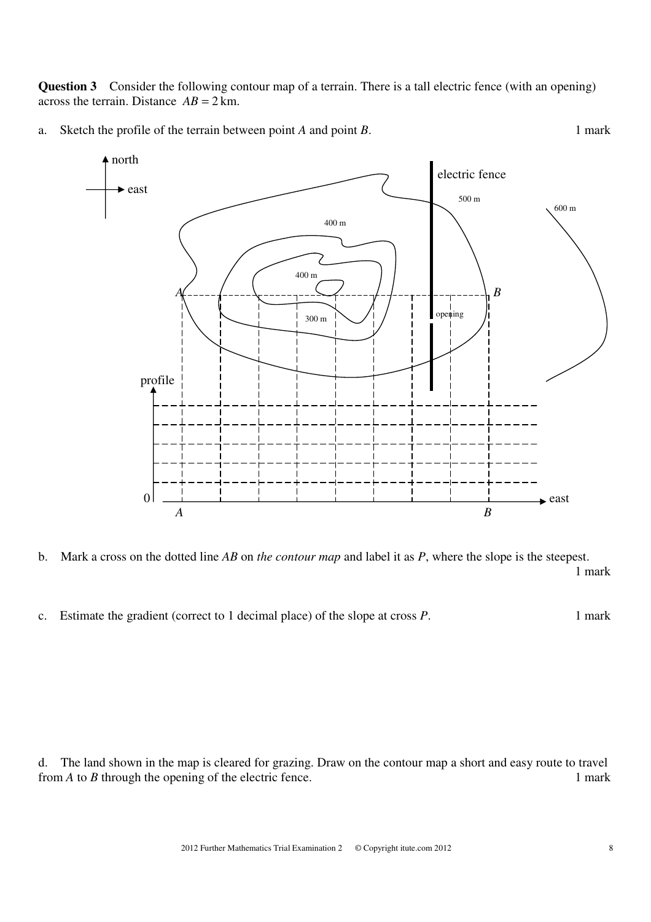**Question 3** Consider the following contour map of a terrain. There is a tall electric fence (with an opening) across the terrain. Distance $AB = 2$ km.

a. Sketch the profile of the terrain between point $A$ and point $B$. 1 mark

b. Mark a cross on the dotted line $AB$ on *the contour map* and label it as $P$, where the slope is the steepest. 1 mark

c. Estimate the gradient (correct to 1 decimal place) of the slope at cross $P$. 1 mark

d. The land shown in the map is cleared for grazing. Draw on the contour map a short and easy route to travel from $A$ to $B$ through the opening of the electric fence. 1 mark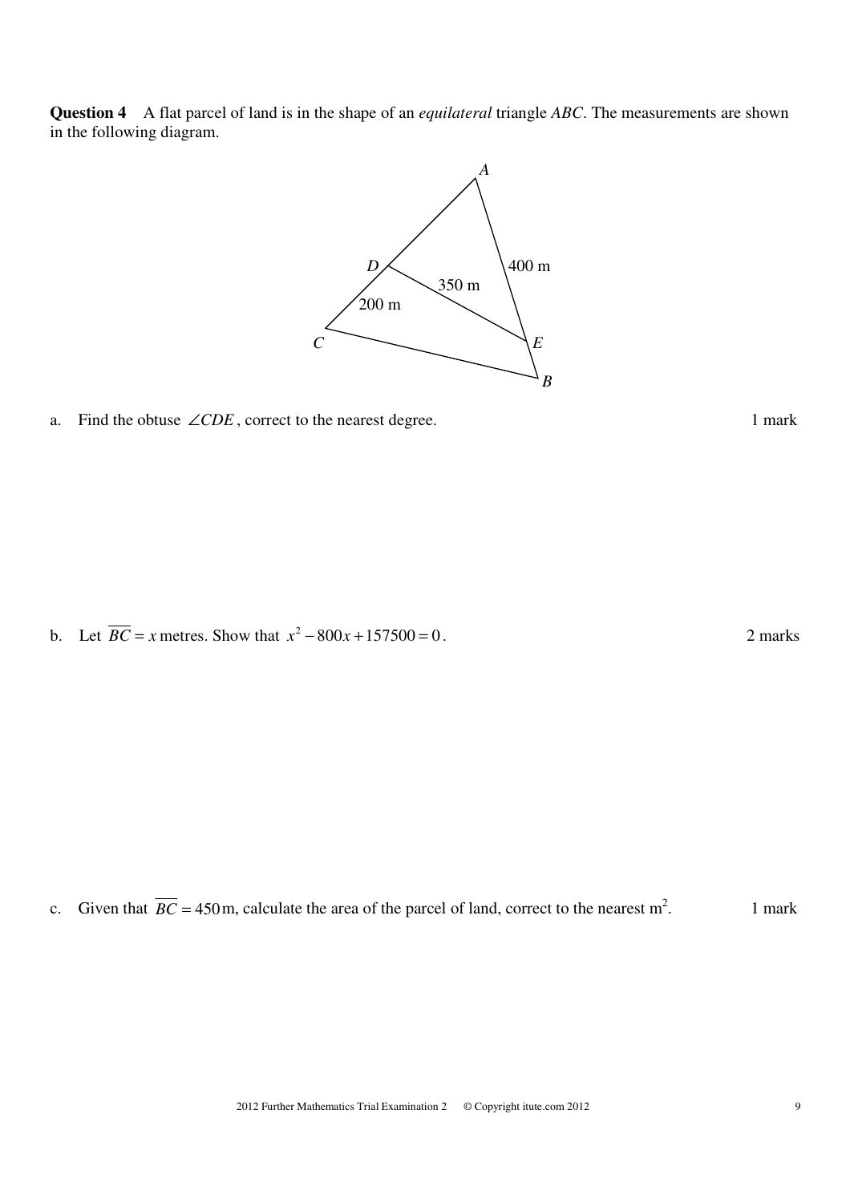**Question 4** A flat parcel of land is in the shape of an *equilateral* triangle $ABC$. The measurements are shown in the following diagram.

a. Find the obtuse $\angle CDE$, correct to the nearest degree. 1 mark

b. Let $\overline{BC} = x$ metres. Show that $x^2 - 800x + 157500 = 0$. 2 marks

c. Given that $\overline{BC} = 450$ m, calculate the area of the parcel of land, correct to the nearest m². 1 mark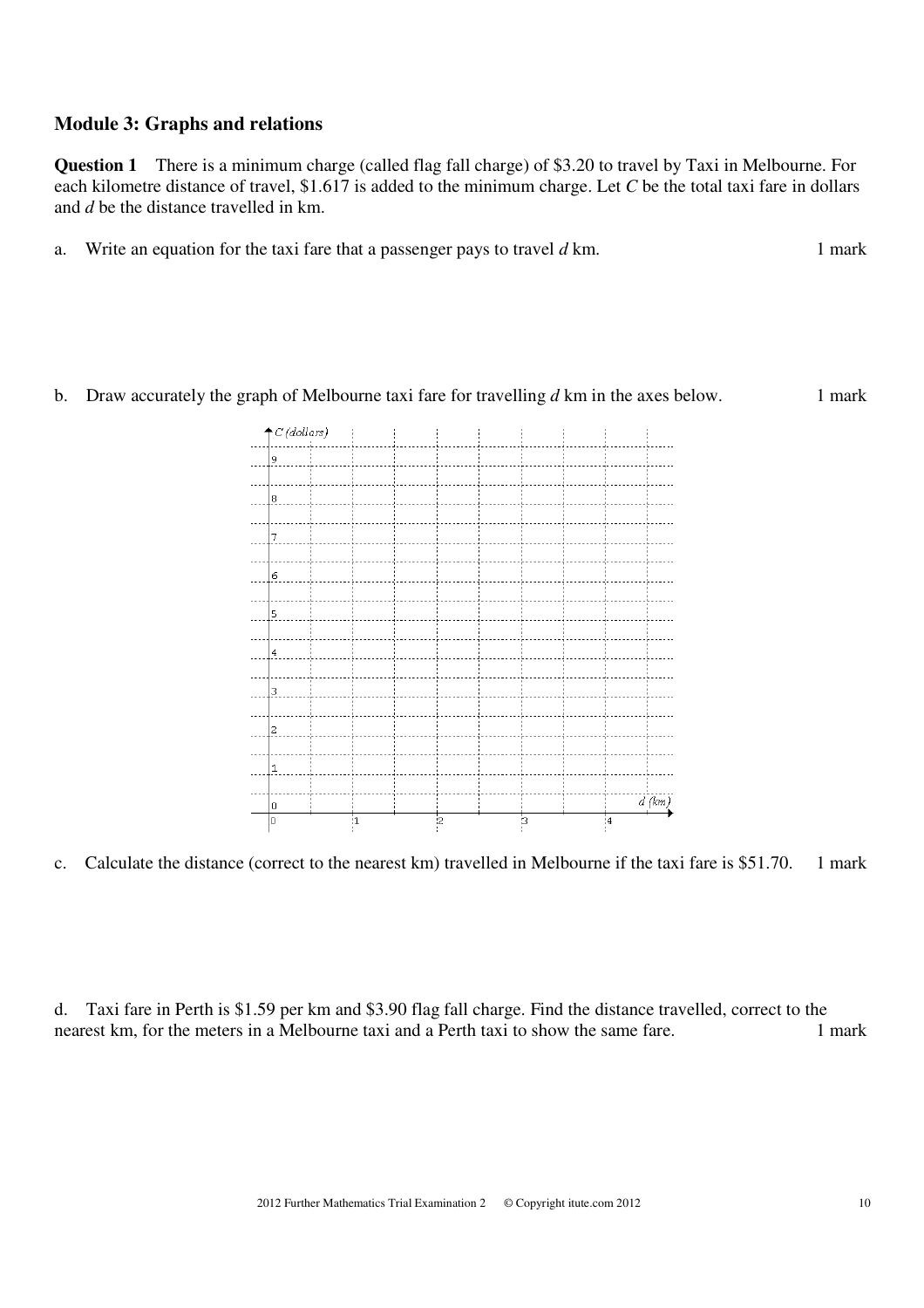## Module 3: Graphs and relations

**Question 1** There is a minimum charge (called flag fall charge) of \$3.20 to travel by Taxi in Melbourne. For each kilometre distance of travel, \$1.617 is added to the minimum charge. Let $C$ be the total taxi fare in dollars and $d$ be the distance travelled in km.

a. Write an equation for the taxi fare that a passenger pays to travel $d$ km. 1 mark

b. Draw accurately the graph of Melbourne taxi fare for travelling $d$ km in the axes below. 1 mark

c. Calculate the distance (correct to the nearest km) travelled in Melbourne if the taxi fare is \$51.70. 1 mark

d. Taxi fare in Perth is \$1.59 per km and \$3.90 flag fall charge. Find the distance travelled, correct to the nearest km, for the meters in a Melbourne taxi and a Perth taxi to show the same fare. 1 mark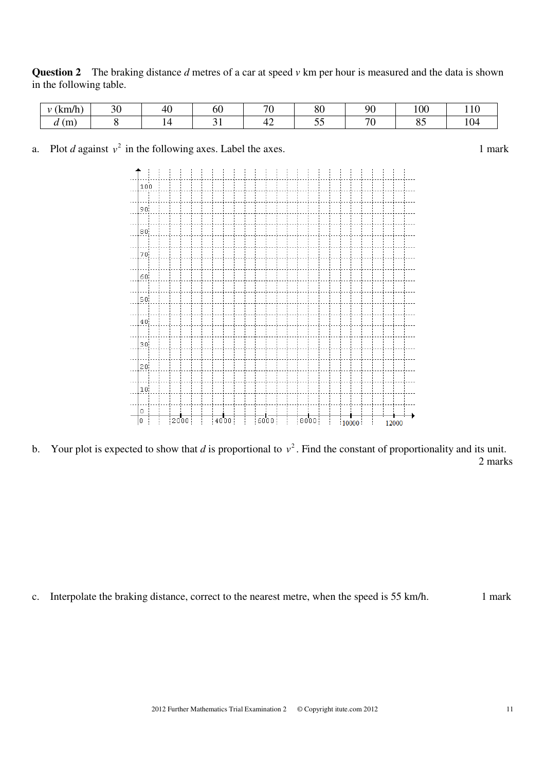**Question 2** The braking distance $d$ metres of a car at speed $v$ km per hour is measured and the data is shown in the following table.

| $v$ (km/h) | 30 | 40 | 60 | 70 | 80 | 90 | 100 | 110 |
|---|---|---|---|---|---|---|---|---|
| $d$ (m) | 8 | 14 | 31 | 42 | 55 | 70 | 85 | 104 |

a. Plot $d$ against $v^2$ in the following axes. Label the axes. 1 mark

b. Your plot is expected to show that $d$ is proportional to $v^2$. Find the constant of proportionality and its unit. 2 marks

c. Interpolate the braking distance, correct to the nearest metre, when the speed is 55 km/h. 1 mark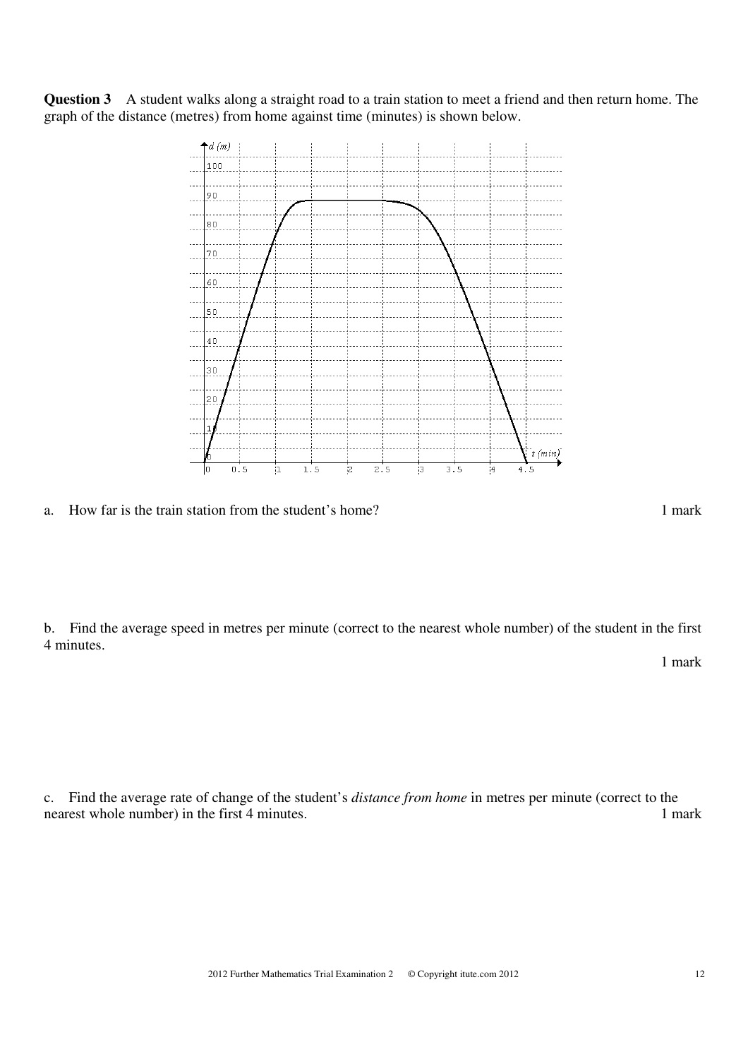**Question 3** A student walks along a straight road to a train station to meet a friend and then return home. The graph of the distance (metres) from home against time (minutes) is shown below.

a. How far is the train station from the student's home? 1 mark

b. Find the average speed in metres per minute (correct to the nearest whole number) of the student in the first 4 minutes.

1 mark

c. Find the average rate of change of the student's *distance from home* in metres per minute (correct to the nearest whole number) in the first 4 minutes. 1 mark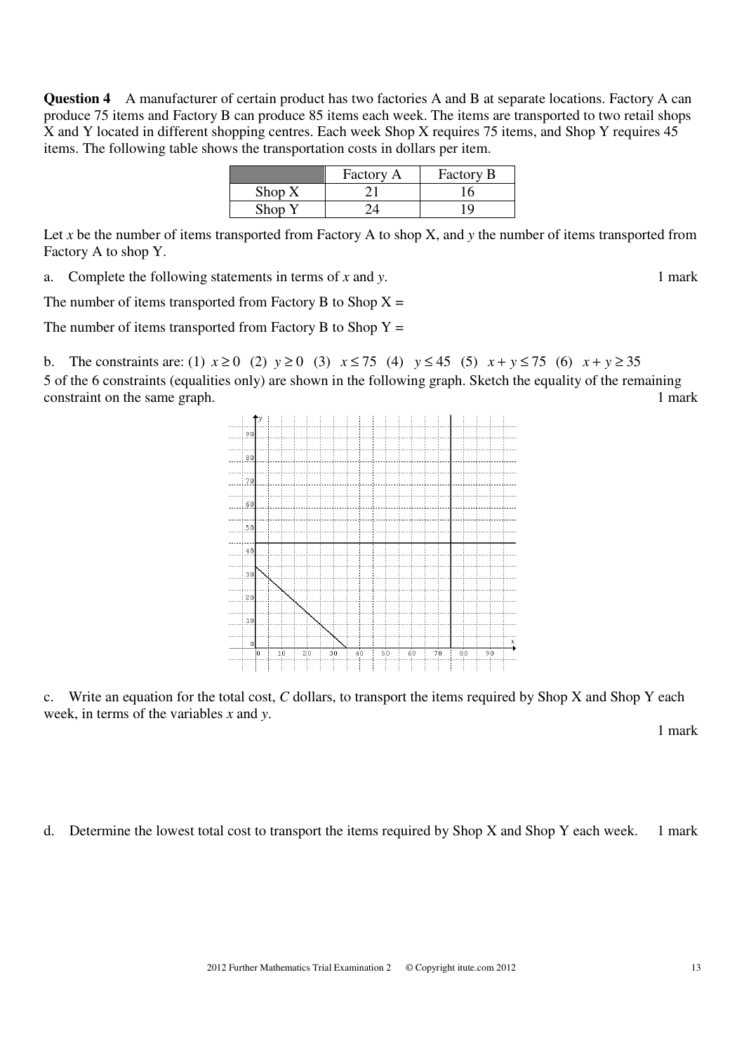**Question 4** A manufacturer of certain product has two factories A and B at separate locations. Factory A can produce 75 items and Factory B can produce 85 items each week. The items are transported to two retail shops X and Y located in different shopping centres. Each week Shop X requires 75 items, and Shop Y requires 45 items. The following table shows the transportation costs in dollars per item.

| | Factory A | Factory B |
|---|---|---|
| Shop X | 21 | 16 |
| Shop Y | 24 | 19 |

Let $x$ be the number of items transported from Factory A to shop X, and $y$ the number of items transported from Factory A to shop Y.

a. Complete the following statements in terms of $x$ and $y$. 1 mark

The number of items transported from Factory B to Shop X =

The number of items transported from Factory B to Shop Y =

b. The constraints are: (1) $x \geq 0$ (2) $y \geq 0$ (3) $x \leq 75$ (4) $y \leq 45$ (5) $x + y \leq 75$ (6) $x + y \geq 35$

5 of the 6 constraints (equalities only) are shown in the following graph. Sketch the equality of the remaining constraint on the same graph. 1 mark

c. Write an equation for the total cost, $C$ dollars, to transport the items required by Shop X and Shop Y each week, in terms of the variables $x$ and $y$.

1 mark

d. Determine the lowest total cost to transport the items required by Shop X and Shop Y each week. 1 mark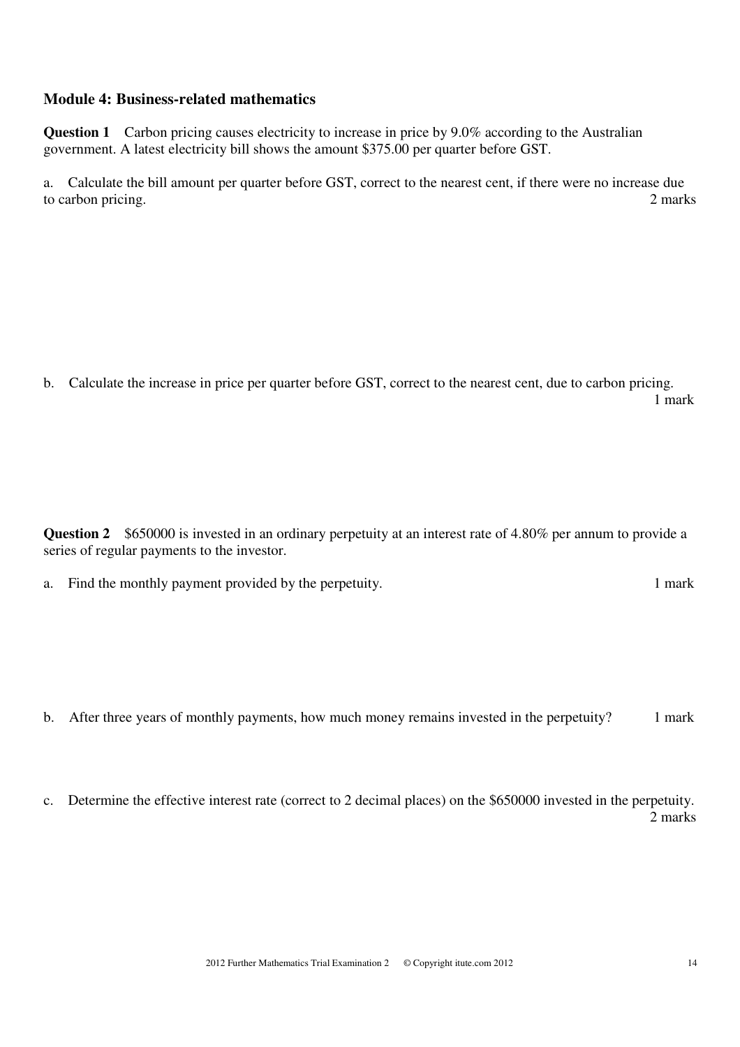## Module 4: Business-related mathematics

**Question 1** Carbon pricing causes electricity to increase in price by 9.0% according to the Australian government. A latest electricity bill shows the amount $375.00 per quarter before GST.

a. Calculate the bill amount per quarter before GST, correct to the nearest cent, if there were no increase due to carbon pricing. 2 marks

b. Calculate the increase in price per quarter before GST, correct to the nearest cent, due to carbon pricing. 1 mark

**Question 2** $650000 is invested in an ordinary perpetuity at an interest rate of 4.80% per annum to provide a series of regular payments to the investor.

a. Find the monthly payment provided by the perpetuity. 1 mark

b. After three years of monthly payments, how much money remains invested in the perpetuity? 1 mark

c. Determine the effective interest rate (correct to 2 decimal places) on the $650000 invested in the perpetuity. 2 marks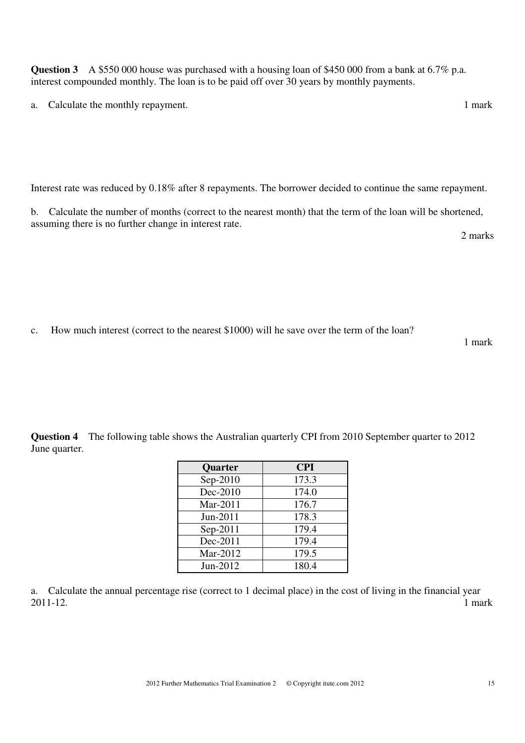**Question 3** A $550 000 house was purchased with a housing loan of $450 000 from a bank at 6.7% p.a. interest compounded monthly. The loan is to be paid off over 30 years by monthly payments.

a. Calculate the monthly repayment. 1 mark

Interest rate was reduced by 0.18% after 8 repayments. The borrower decided to continue the same repayment.

b. Calculate the number of months (correct to the nearest month) that the term of the loan will be shortened, assuming there is no further change in interest rate.

2 marks

c. How much interest (correct to the nearest $1000) will he save over the term of the loan?

1 mark

**Question 4** The following table shows the Australian quarterly CPI from 2010 September quarter to 2012 June quarter.

| Quarter | CPI |
|---|---|
| Sep-2010 | 173.3 |
| Dec-2010 | 174.0 |
| Mar-2011 | 176.7 |
| Jun-2011 | 178.3 |
| Sep-2011 | 179.4 |
| Dec-2011 | 179.4 |
| Mar-2012 | 179.5 |
| Jun-2012 | 180.4 |

a. Calculate the annual percentage rise (correct to 1 decimal place) in the cost of living in the financial year 2011-12. 1 mark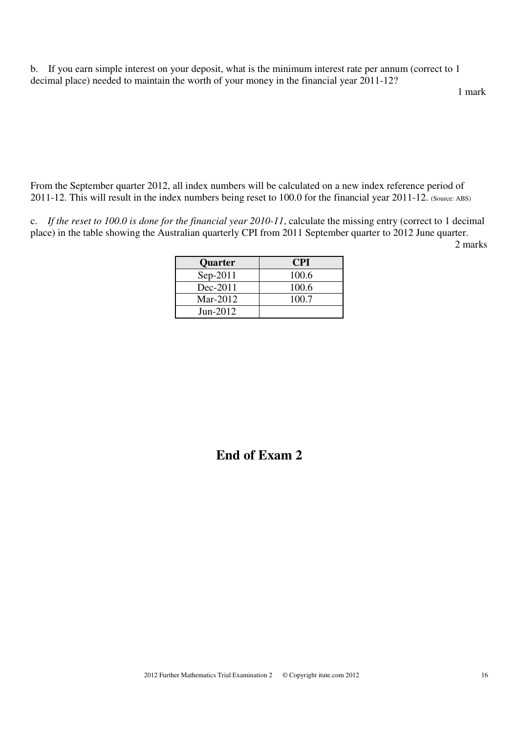b. If you earn simple interest on your deposit, what is the minimum interest rate per annum (correct to 1 decimal place) needed to maintain the worth of your money in the financial year 2011-12?

1 mark

From the September quarter 2012, all index numbers will be calculated on a new index reference period of 2011-12. This will result in the index numbers being reset to 100.0 for the financial year 2011-12. (Source: ABS)

c. *If the reset to 100.0 is done for the financial year 2010-11*, calculate the missing entry (correct to 1 decimal place) in the table showing the Australian quarterly CPI from 2011 September quarter to 2012 June quarter.

2 marks

| Quarter | CPI |
| --- | --- |
| Sep-2011 | 100.6 |
| Dec-2011 | 100.6 |
| Mar-2012 | 100.7 |
| Jun-2012 | |

# End of Exam 2